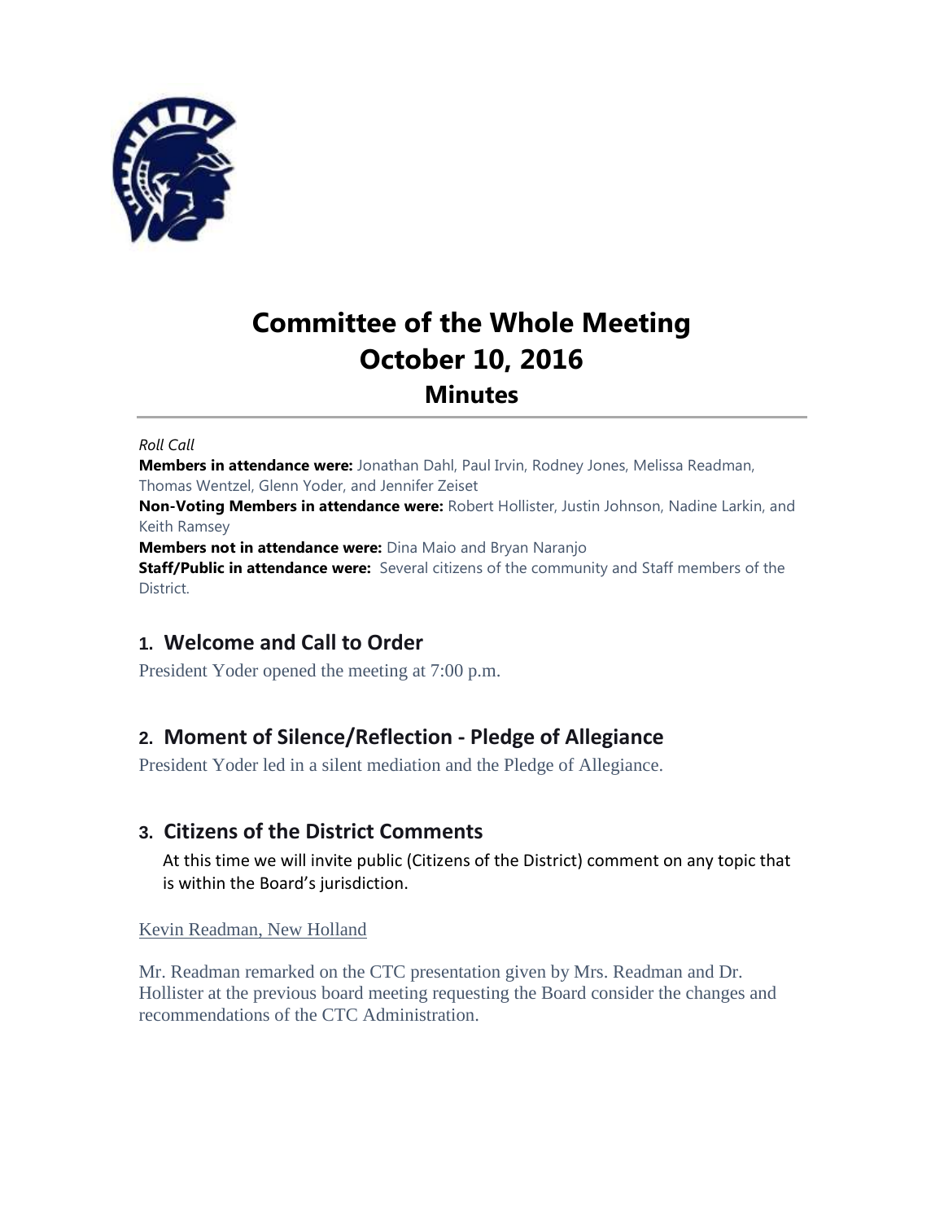# Committee of the Whole Meeting
# October 10, 2016
## Minutes

*Roll Call*
**Members in attendance were:** Jonathan Dahl, Paul Irvin, Rodney Jones, Melissa Readman, Thomas Wentzel, Glenn Yoder, and Jennifer Zeiset
**Non-Voting Members in attendance were:** Robert Hollister, Justin Johnson, Nadine Larkin, and Keith Ramsey
**Members not in attendance were:** Dina Maio and Bryan Naranjo
**Staff/Public in attendance were:** Several citizens of the community and Staff members of the District.

## 1. Welcome and Call to Order

President Yoder opened the meeting at 7:00 p.m.

## 2. Moment of Silence/Reflection - Pledge of Allegiance

President Yoder led in a silent mediation and the Pledge of Allegiance.

## 3. Citizens of the District Comments

At this time we will invite public (Citizens of the District) comment on any topic that is within the Board's jurisdiction.

Kevin Readman, New Holland

Mr. Readman remarked on the CTC presentation given by Mrs. Readman and Dr. Hollister at the previous board meeting requesting the Board consider the changes and recommendations of the CTC Administration.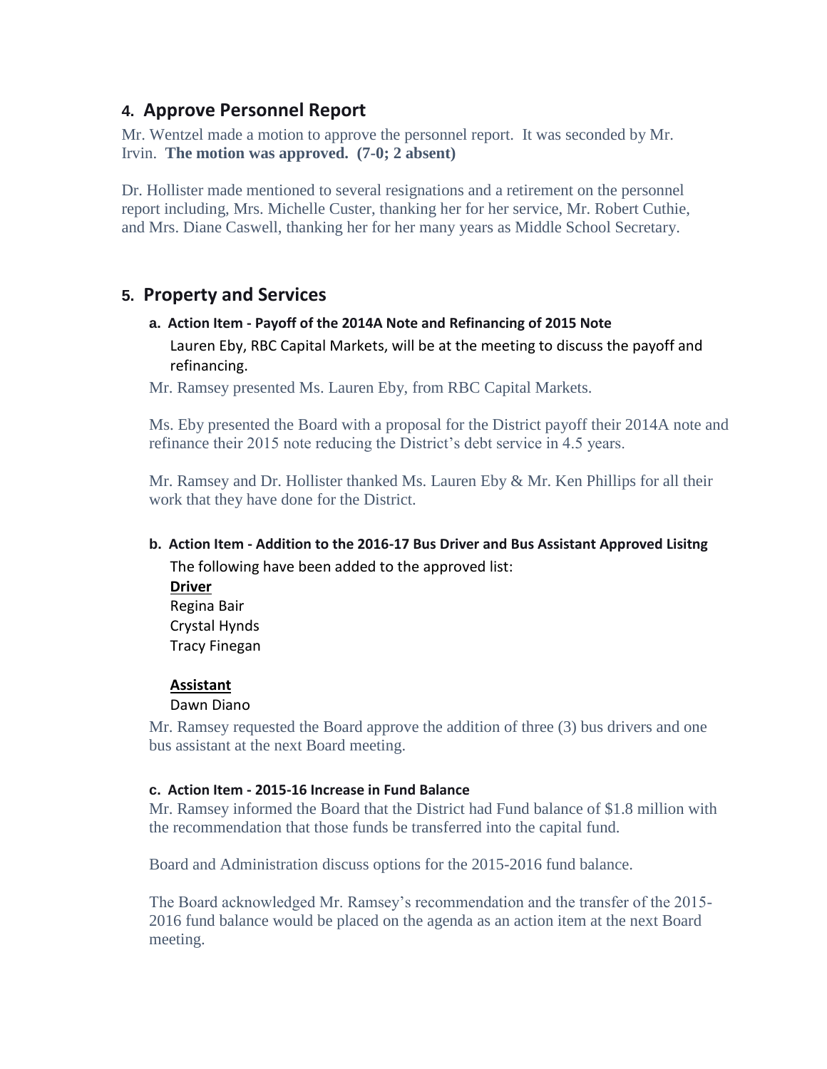## 4. Approve Personnel Report

Mr. Wentzel made a motion to approve the personnel report. It was seconded by Mr. Irvin. **The motion was approved. (7-0; 2 absent)**

Dr. Hollister made mentioned to several resignations and a retirement on the personnel report including, Mrs. Michelle Custer, thanking her for her service, Mr. Robert Cuthie, and Mrs. Diane Caswell, thanking her for her many years as Middle School Secretary.

## 5. Property and Services

### a. Action Item - Payoff of the 2014A Note and Refinancing of 2015 Note

Lauren Eby, RBC Capital Markets, will be at the meeting to discuss the payoff and refinancing.

Mr. Ramsey presented Ms. Lauren Eby, from RBC Capital Markets.

Ms. Eby presented the Board with a proposal for the District payoff their 2014A note and refinance their 2015 note reducing the District's debt service in 4.5 years.

Mr. Ramsey and Dr. Hollister thanked Ms. Lauren Eby & Mr. Ken Phillips for all their work that they have done for the District.

### b. Action Item - Addition to the 2016-17 Bus Driver and Bus Assistant Approved Lisitng

The following have been added to the approved list:

**Driver**

Regina Bair
Crystal Hynds
Tracy Finegan

**Assistant**

Dawn Diano

Mr. Ramsey requested the Board approve the addition of three (3) bus drivers and one bus assistant at the next Board meeting.

### c. Action Item - 2015-16 Increase in Fund Balance

Mr. Ramsey informed the Board that the District had Fund balance of $1.8 million with the recommendation that those funds be transferred into the capital fund.

Board and Administration discuss options for the 2015-2016 fund balance.

The Board acknowledged Mr. Ramsey's recommendation and the transfer of the 2015-2016 fund balance would be placed on the agenda as an action item at the next Board meeting.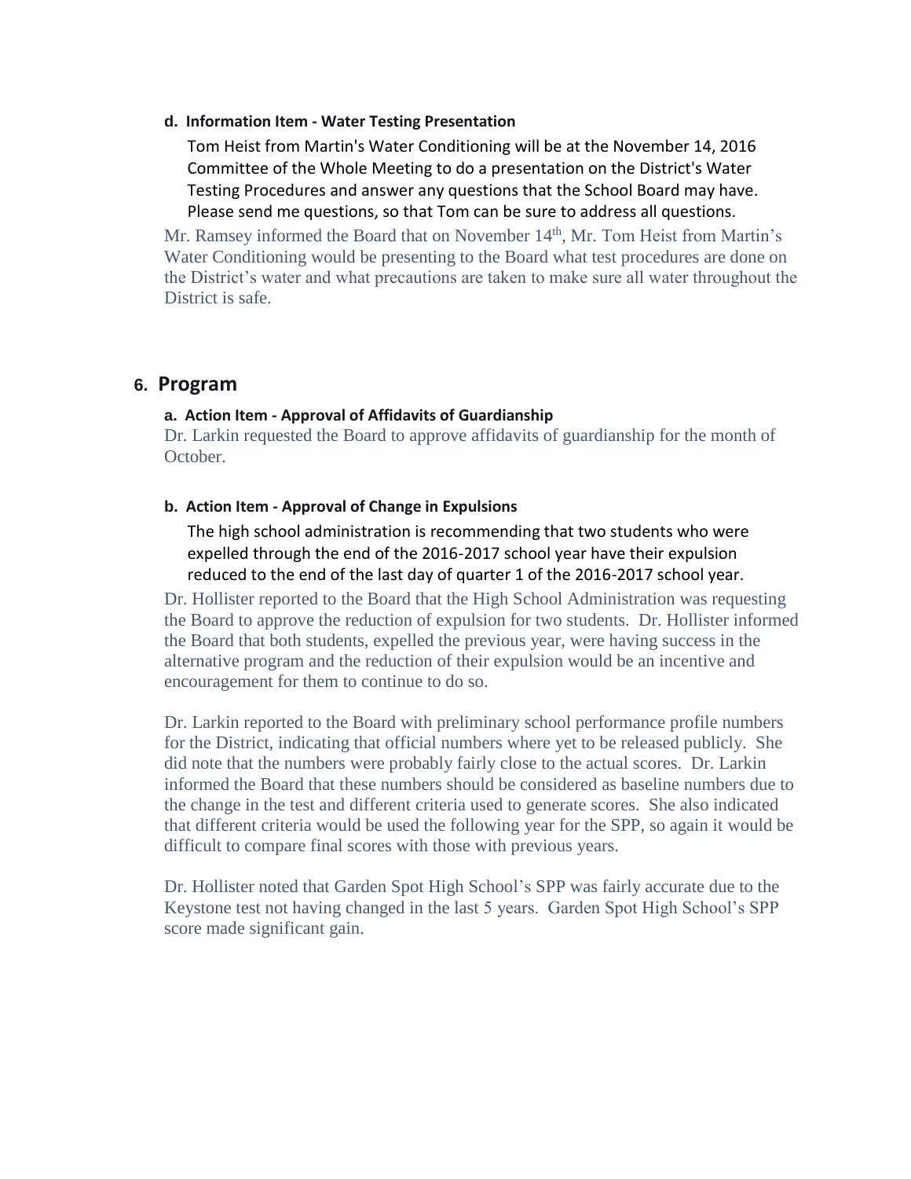#### d. Information Item - Water Testing Presentation

Tom Heist from Martin's Water Conditioning will be at the November 14, 2016 Committee of the Whole Meeting to do a presentation on the District's Water Testing Procedures and answer any questions that the School Board may have. Please send me questions, so that Tom can be sure to address all questions.

Mr. Ramsey informed the Board that on November 14th, Mr. Tom Heist from Martin's Water Conditioning would be presenting to the Board what test procedures are done on the District's water and what precautions are taken to make sure all water throughout the District is safe.

## 6. Program

#### a. Action Item - Approval of Affidavits of Guardianship

Dr. Larkin requested the Board to approve affidavits of guardianship for the month of October.

#### b. Action Item - Approval of Change in Expulsions

The high school administration is recommending that two students who were expelled through the end of the 2016-2017 school year have their expulsion reduced to the end of the last day of quarter 1 of the 2016-2017 school year.

Dr. Hollister reported to the Board that the High School Administration was requesting the Board to approve the reduction of expulsion for two students. Dr. Hollister informed the Board that both students, expelled the previous year, were having success in the alternative program and the reduction of their expulsion would be an incentive and encouragement for them to continue to do so.

Dr. Larkin reported to the Board with preliminary school performance profile numbers for the District, indicating that official numbers where yet to be released publicly. She did note that the numbers were probably fairly close to the actual scores. Dr. Larkin informed the Board that these numbers should be considered as baseline numbers due to the change in the test and different criteria used to generate scores. She also indicated that different criteria would be used the following year for the SPP, so again it would be difficult to compare final scores with those with previous years.

Dr. Hollister noted that Garden Spot High School's SPP was fairly accurate due to the Keystone test not having changed in the last 5 years. Garden Spot High School's SPP score made significant gain.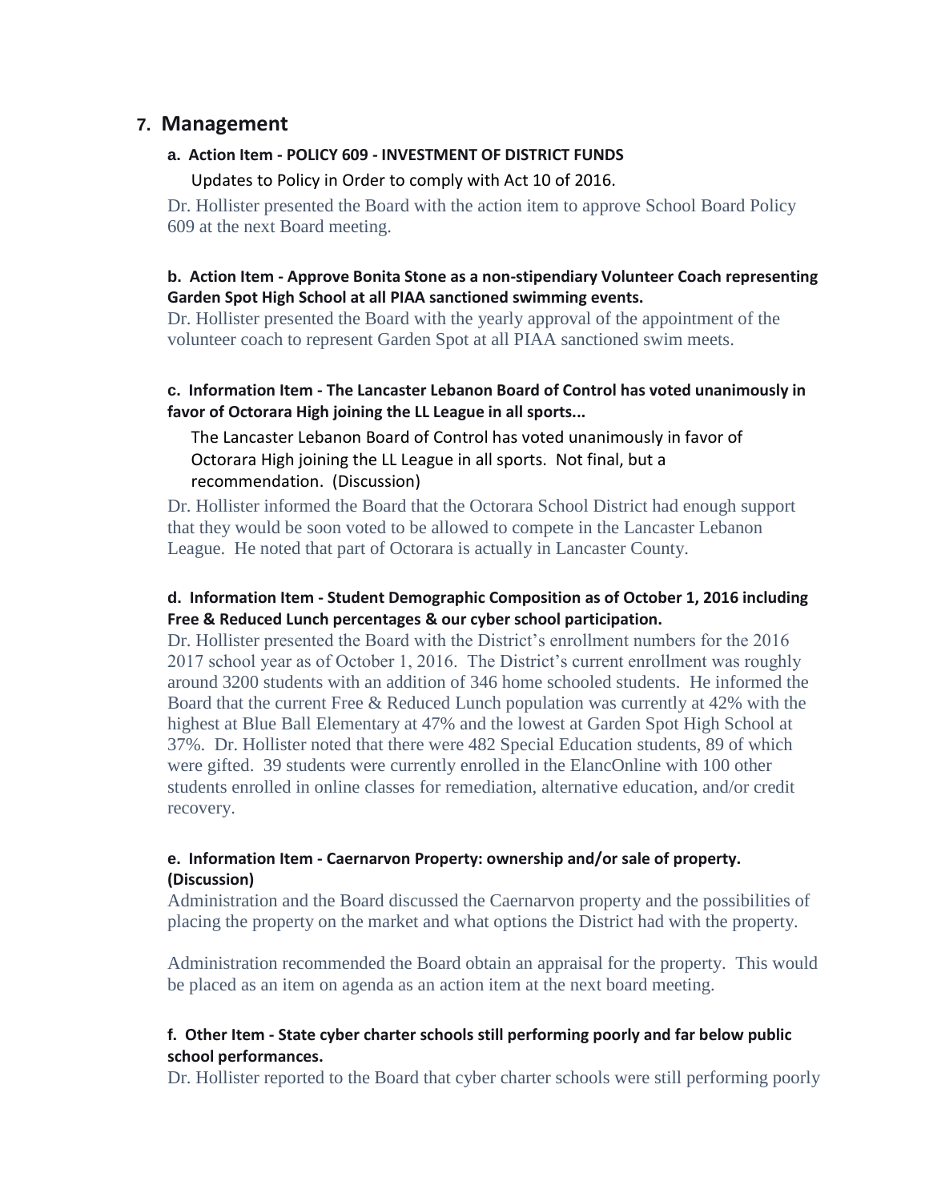## 7. Management

### a. Action Item - POLICY 609 - INVESTMENT OF DISTRICT FUNDS

Updates to Policy in Order to comply with Act 10 of 2016.

Dr. Hollister presented the Board with the action item to approve School Board Policy 609 at the next Board meeting.

### b. Action Item - Approve Bonita Stone as a non-stipendiary Volunteer Coach representing Garden Spot High School at all PIAA sanctioned swimming events.

Dr. Hollister presented the Board with the yearly approval of the appointment of the volunteer coach to represent Garden Spot at all PIAA sanctioned swim meets.

### c. Information Item - The Lancaster Lebanon Board of Control has voted unanimously in favor of Octorara High joining the LL League in all sports...

The Lancaster Lebanon Board of Control has voted unanimously in favor of Octorara High joining the LL League in all sports. Not final, but a recommendation. (Discussion)

Dr. Hollister informed the Board that the Octorara School District had enough support that they would be soon voted to be allowed to compete in the Lancaster Lebanon League. He noted that part of Octorara is actually in Lancaster County.

### d. Information Item - Student Demographic Composition as of October 1, 2016 including Free & Reduced Lunch percentages & our cyber school participation.

Dr. Hollister presented the Board with the District's enrollment numbers for the 2016 2017 school year as of October 1, 2016. The District's current enrollment was roughly around 3200 students with an addition of 346 home schooled students. He informed the Board that the current Free & Reduced Lunch population was currently at 42% with the highest at Blue Ball Elementary at 47% and the lowest at Garden Spot High School at 37%. Dr. Hollister noted that there were 482 Special Education students, 89 of which were gifted. 39 students were currently enrolled in the ElancOnline with 100 other students enrolled in online classes for remediation, alternative education, and/or credit recovery.

### e. Information Item - Caernarvon Property: ownership and/or sale of property. (Discussion)

Administration and the Board discussed the Caernarvon property and the possibilities of placing the property on the market and what options the District had with the property.

Administration recommended the Board obtain an appraisal for the property. This would be placed as an item on agenda as an action item at the next board meeting.

### f. Other Item - State cyber charter schools still performing poorly and far below public school performances.

Dr. Hollister reported to the Board that cyber charter schools were still performing poorly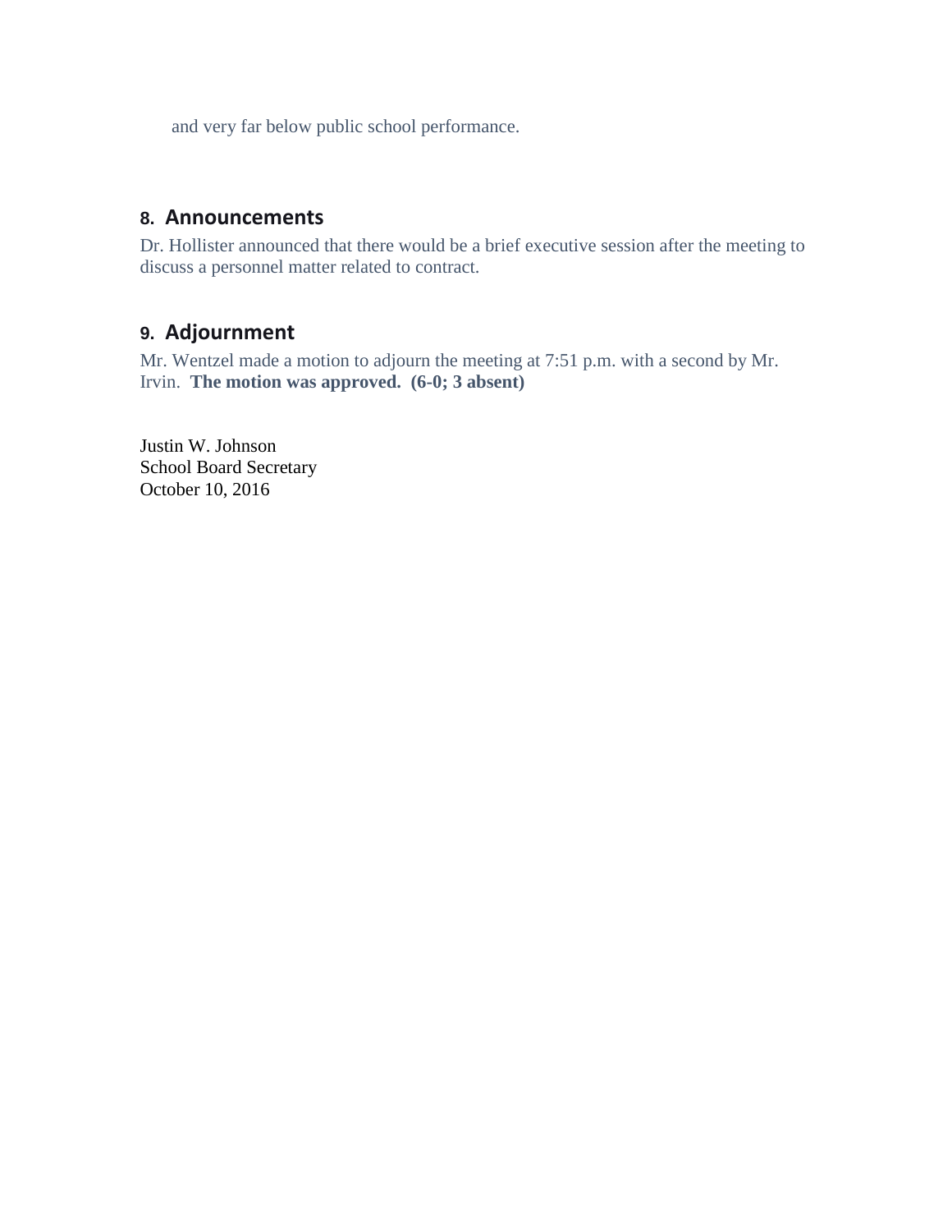and very far below public school performance.

## 8. Announcements

Dr. Hollister announced that there would be a brief executive session after the meeting to discuss a personnel matter related to contract.

## 9. Adjournment

Mr. Wentzel made a motion to adjourn the meeting at 7:51 p.m. with a second by Mr. Irvin. **The motion was approved. (6-0; 3 absent)**

Justin W. Johnson
School Board Secretary
October 10, 2016